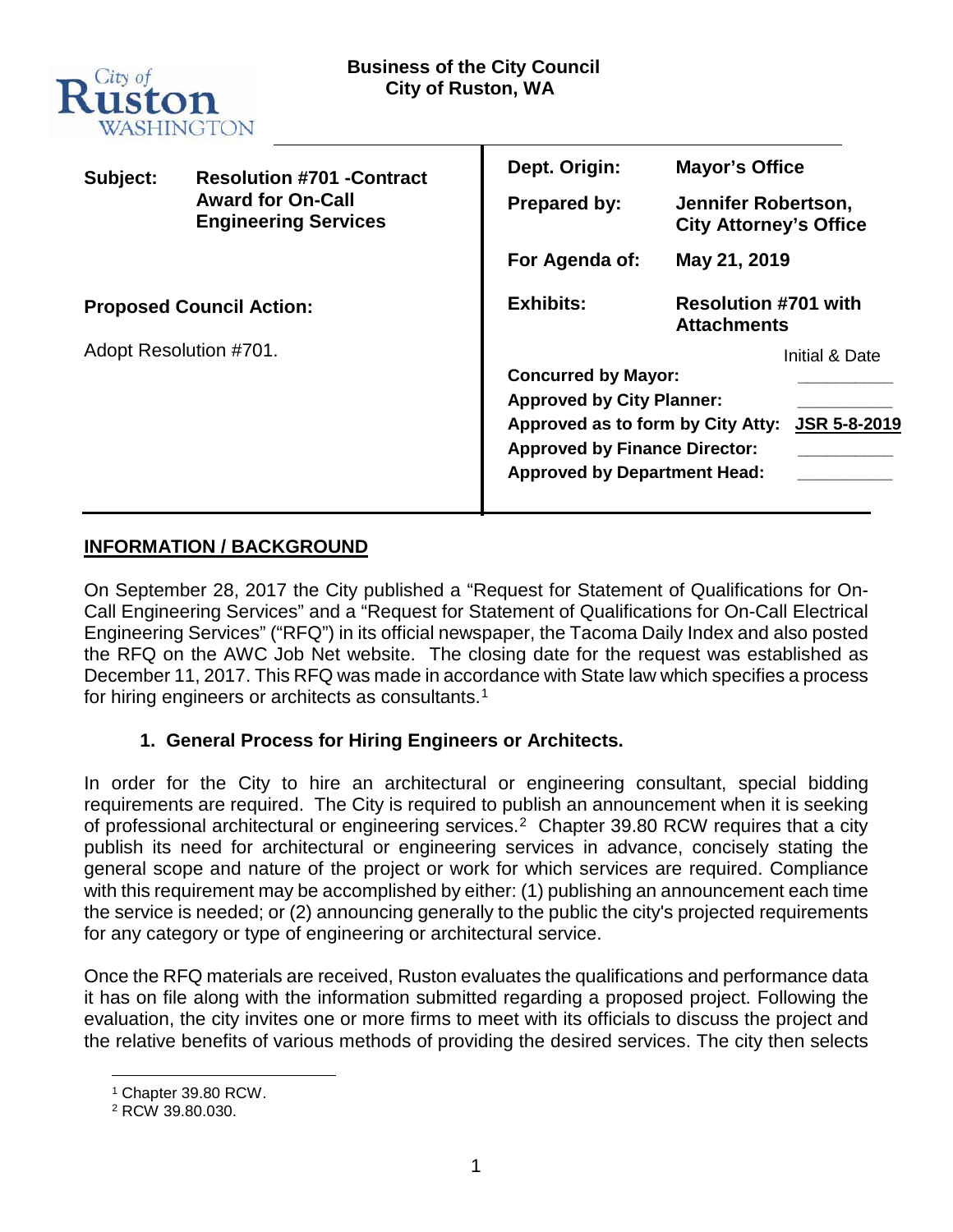City of Ruston WASHINGTON

**Business of the City Council**
**City of Ruston, WA**

| | | | |
|---|---|---|---|
| **Subject:** | **Resolution #701 -Contract Award for On-Call Engineering Services** | **Dept. Origin:** | **Mayor's Office** |
| | | **Prepared by:** | **Jennifer Robertson, City Attorney's Office** |
| | | **For Agenda of:** | **May 21, 2019** |
| **Proposed Council Action:** | | **Exhibits:** | **Resolution #701 with Attachments** |

Adopt Resolution #701.

| | Initial & Date |
|---|---|
| **Concurred by Mayor:** | __________ |
| **Approved by City Planner:** | __________ |
| **Approved as to form by City Atty:** | **JSR 5-8-2019** |
| **Approved by Finance Director:** | __________ |
| **Approved by Department Head:** | __________ |

## INFORMATION / BACKGROUND

On September 28, 2017 the City published a "Request for Statement of Qualifications for On-Call Engineering Services" and a "Request for Statement of Qualifications for On-Call Electrical Engineering Services" ("RFQ") in its official newspaper, the Tacoma Daily Index and also posted the RFQ on the AWC Job Net website. The closing date for the request was established as December 11, 2017. This RFQ was made in accordance with State law which specifies a process for hiring engineers or architects as consultants.[1]

### 1. General Process for Hiring Engineers or Architects.

In order for the City to hire an architectural or engineering consultant, special bidding requirements are required. The City is required to publish an announcement when it is seeking of professional architectural or engineering services.[2] Chapter 39.80 RCW requires that a city publish its need for architectural or engineering services in advance, concisely stating the general scope and nature of the project or work for which services are required. Compliance with this requirement may be accomplished by either: (1) publishing an announcement each time the service is needed; or (2) announcing generally to the public the city's projected requirements for any category or type of engineering or architectural service.

Once the RFQ materials are received, Ruston evaluates the qualifications and performance data it has on file along with the information submitted regarding a proposed project. Following the evaluation, the city invites one or more firms to meet with its officials to discuss the project and the relative benefits of various methods of providing the desired services. The city then selects

[1] Chapter 39.80 RCW.
[2] RCW 39.80.030.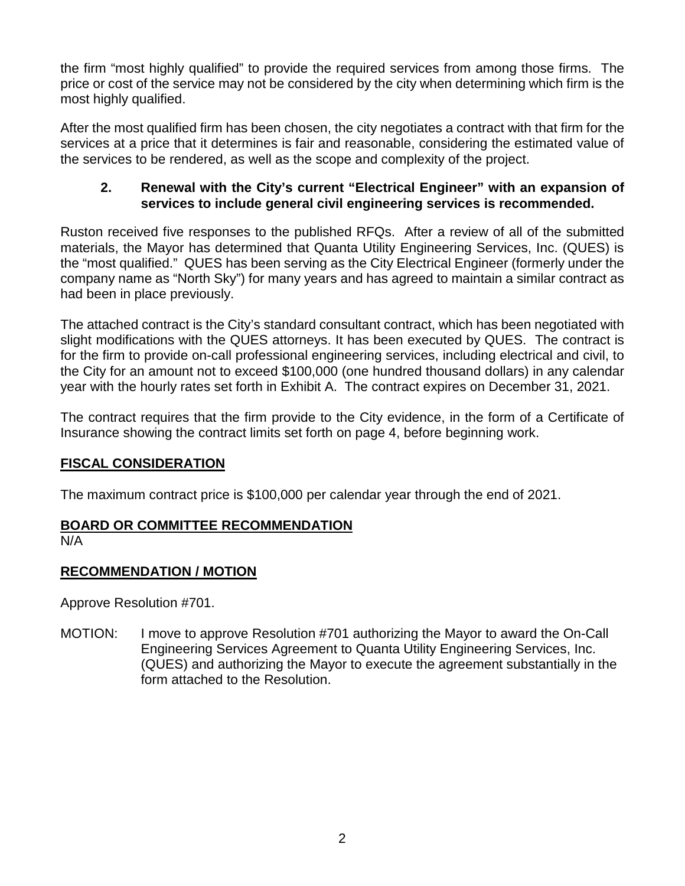the firm "most highly qualified" to provide the required services from among those firms. The price or cost of the service may not be considered by the city when determining which firm is the most highly qualified.

After the most qualified firm has been chosen, the city negotiates a contract with that firm for the services at a price that it determines is fair and reasonable, considering the estimated value of the services to be rendered, as well as the scope and complexity of the project.

**2. Renewal with the City's current "Electrical Engineer" with an expansion of services to include general civil engineering services is recommended.**

Ruston received five responses to the published RFQs. After a review of all of the submitted materials, the Mayor has determined that Quanta Utility Engineering Services, Inc. (QUES) is the "most qualified." QUES has been serving as the City Electrical Engineer (formerly under the company name as "North Sky") for many years and has agreed to maintain a similar contract as had been in place previously.

The attached contract is the City's standard consultant contract, which has been negotiated with slight modifications with the QUES attorneys. It has been executed by QUES. The contract is for the firm to provide on-call professional engineering services, including electrical and civil, to the City for an amount not to exceed $100,000 (one hundred thousand dollars) in any calendar year with the hourly rates set forth in Exhibit A. The contract expires on December 31, 2021.

The contract requires that the firm provide to the City evidence, in the form of a Certificate of Insurance showing the contract limits set forth on page 4, before beginning work.

## FISCAL CONSIDERATION

The maximum contract price is $100,000 per calendar year through the end of 2021.

## BOARD OR COMMITTEE RECOMMENDATION

N/A

## RECOMMENDATION / MOTION

Approve Resolution #701.

MOTION: I move to approve Resolution #701 authorizing the Mayor to award the On-Call Engineering Services Agreement to Quanta Utility Engineering Services, Inc. (QUES) and authorizing the Mayor to execute the agreement substantially in the form attached to the Resolution.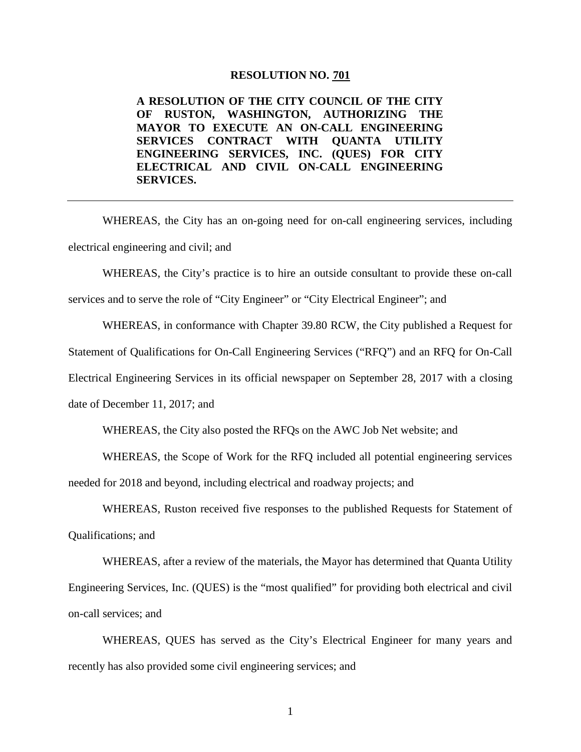**RESOLUTION NO. 701**

**A RESOLUTION OF THE CITY COUNCIL OF THE CITY OF RUSTON, WASHINGTON, AUTHORIZING THE MAYOR TO EXECUTE AN ON-CALL ENGINEERING SERVICES CONTRACT WITH QUANTA UTILITY ENGINEERING SERVICES, INC. (QUES) FOR CITY ELECTRICAL AND CIVIL ON-CALL ENGINEERING SERVICES.**

---

WHEREAS, the City has an on-going need for on-call engineering services, including electrical engineering and civil; and

WHEREAS, the City's practice is to hire an outside consultant to provide these on-call services and to serve the role of "City Engineer" or "City Electrical Engineer"; and

WHEREAS, in conformance with Chapter 39.80 RCW, the City published a Request for Statement of Qualifications for On-Call Engineering Services ("RFQ") and an RFQ for On-Call Electrical Engineering Services in its official newspaper on September 28, 2017 with a closing date of December 11, 2017; and

WHEREAS, the City also posted the RFQs on the AWC Job Net website; and

WHEREAS, the Scope of Work for the RFQ included all potential engineering services needed for 2018 and beyond, including electrical and roadway projects; and

WHEREAS, Ruston received five responses to the published Requests for Statement of Qualifications; and

WHEREAS, after a review of the materials, the Mayor has determined that Quanta Utility Engineering Services, Inc. (QUES) is the "most qualified" for providing both electrical and civil on-call services; and

WHEREAS, QUES has served as the City's Electrical Engineer for many years and recently has also provided some civil engineering services; and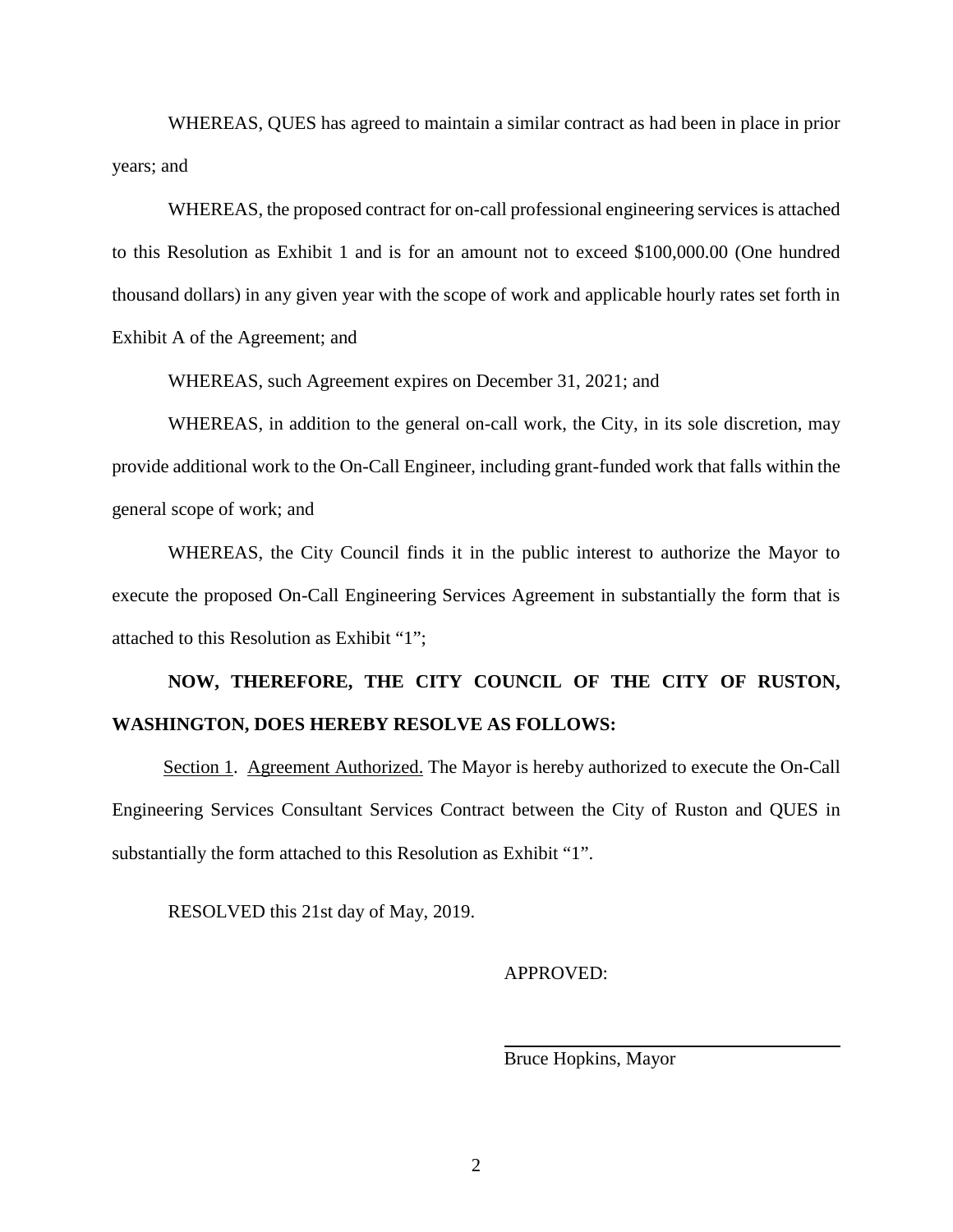WHEREAS, QUES has agreed to maintain a similar contract as had been in place in prior years; and

WHEREAS, the proposed contract for on-call professional engineering services is attached to this Resolution as Exhibit 1 and is for an amount not to exceed $100,000.00 (One hundred thousand dollars) in any given year with the scope of work and applicable hourly rates set forth in Exhibit A of the Agreement; and

WHEREAS, such Agreement expires on December 31, 2021; and

WHEREAS, in addition to the general on-call work, the City, in its sole discretion, may provide additional work to the On-Call Engineer, including grant-funded work that falls within the general scope of work; and

WHEREAS, the City Council finds it in the public interest to authorize the Mayor to execute the proposed On-Call Engineering Services Agreement in substantially the form that is attached to this Resolution as Exhibit "1";

**NOW, THEREFORE, THE CITY COUNCIL OF THE CITY OF RUSTON, WASHINGTON, DOES HEREBY RESOLVE AS FOLLOWS:**

Section 1. Agreement Authorized. The Mayor is hereby authorized to execute the On-Call Engineering Services Consultant Services Contract between the City of Ruston and QUES in substantially the form attached to this Resolution as Exhibit "1".

RESOLVED this 21st day of May, 2019.

APPROVED:

Bruce Hopkins, Mayor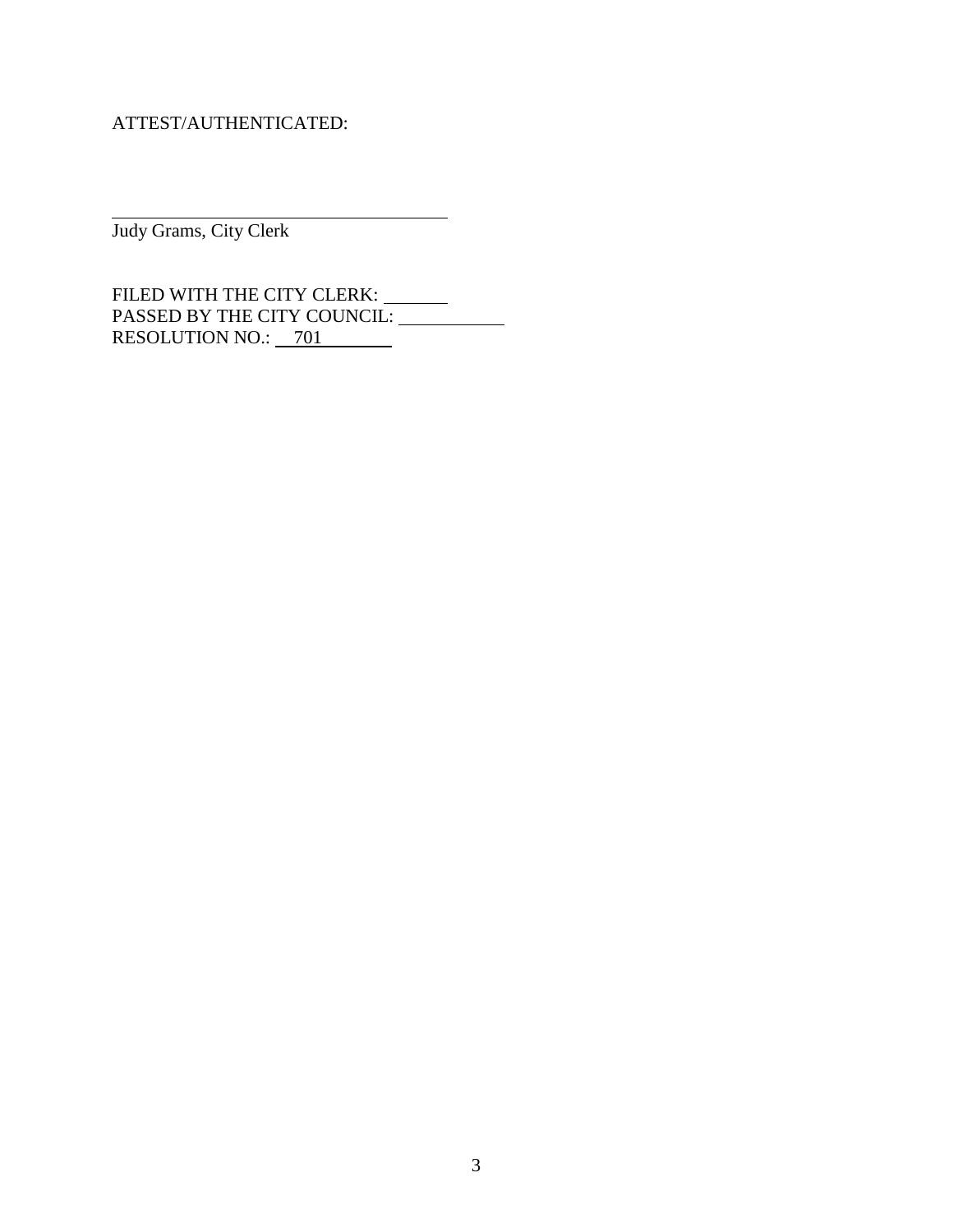ATTEST/AUTHENTICATED:

\_\_\_\_\_\_\_\_\_\_\_\_\_\_\_\_\_\_\_\_\_\_\_\_\_\_\_\_\_\_\_\_\_\_\_\_\_\_\_\_

Judy Grams, City Clerk

FILED WITH THE CITY CLERK: \_\_\_\_\_\_\_\_
PASSED BY THE CITY COUNCIL: \_\_\_\_\_\_\_\_\_\_\_\_
RESOLUTION NO.: 701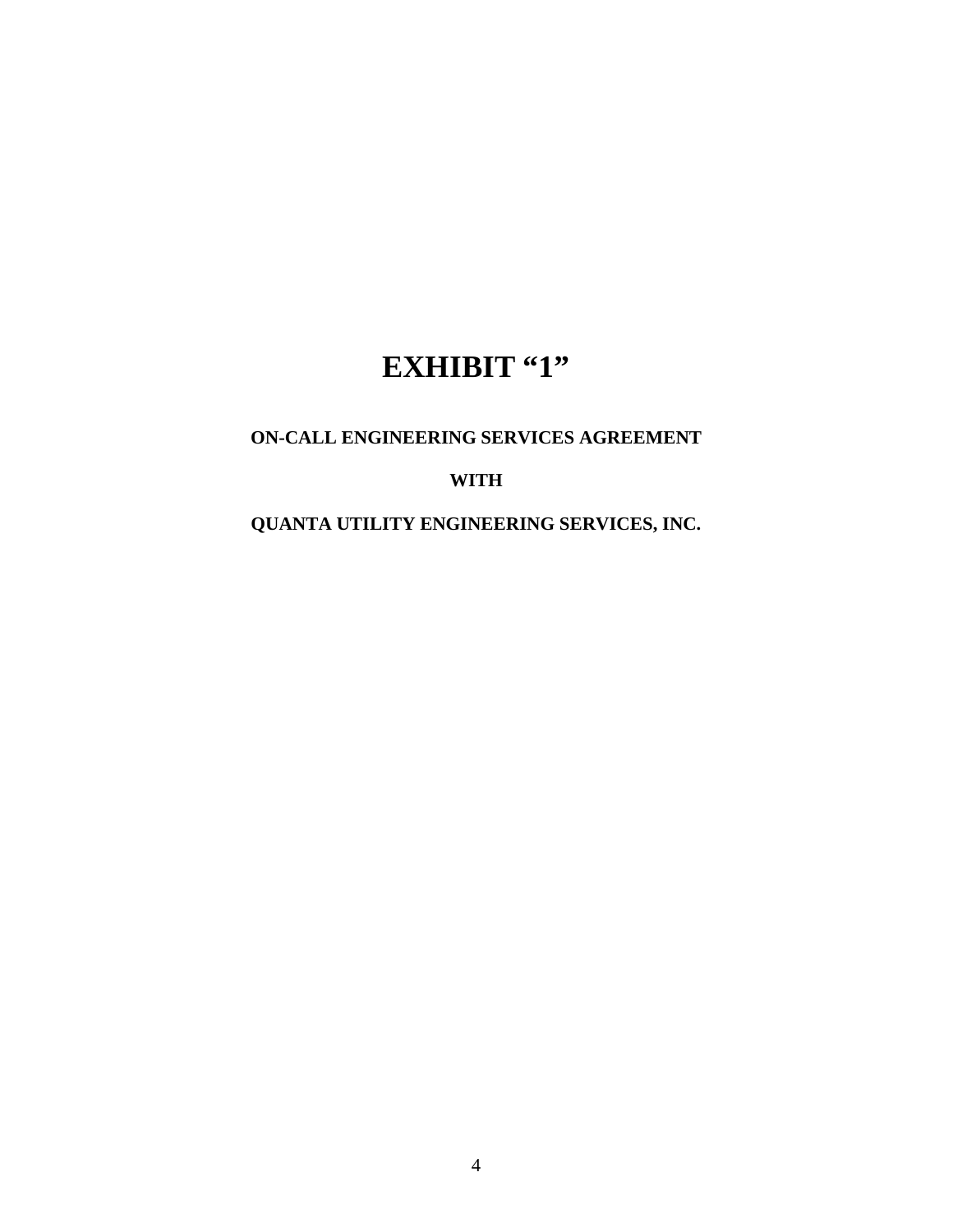# EXHIBIT "1"

**ON-CALL ENGINEERING SERVICES AGREEMENT**

**WITH**

**QUANTA UTILITY ENGINEERING SERVICES, INC.**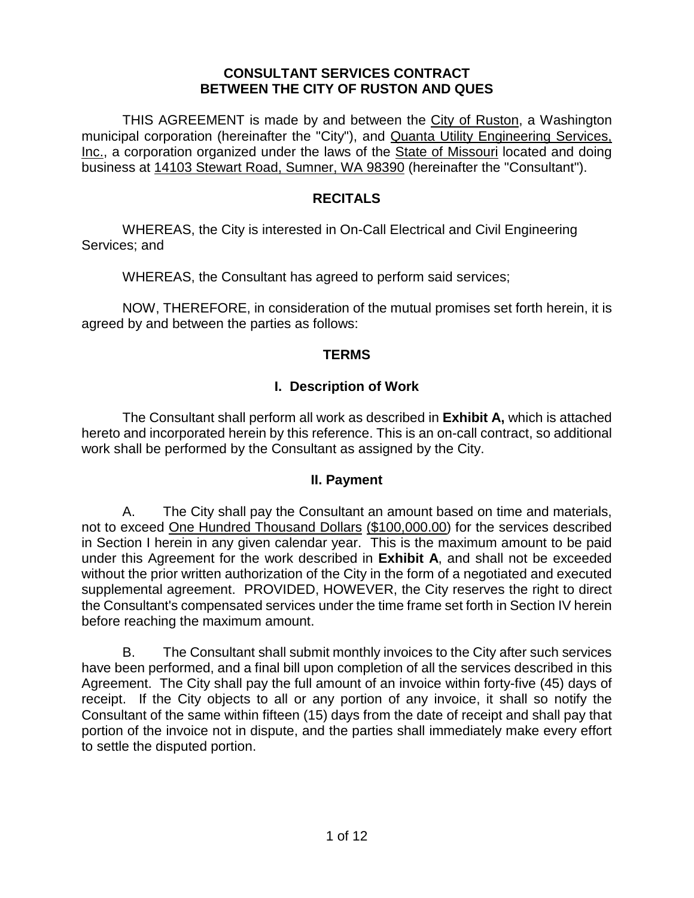**CONSULTANT SERVICES CONTRACT**
**BETWEEN THE CITY OF RUSTON AND QUES**

THIS AGREEMENT is made by and between the City of Ruston, a Washington municipal corporation (hereinafter the "City"), and Quanta Utility Engineering Services, Inc., a corporation organized under the laws of the State of Missouri located and doing business at 14103 Stewart Road, Sumner, WA 98390 (hereinafter the "Consultant").

## RECITALS

WHEREAS, the City is interested in On-Call Electrical and Civil Engineering Services; and

WHEREAS, the Consultant has agreed to perform said services;

NOW, THEREFORE, in consideration of the mutual promises set forth herein, it is agreed by and between the parties as follows:

## TERMS

### I. Description of Work

The Consultant shall perform all work as described in **Exhibit A,** which is attached hereto and incorporated herein by this reference. This is an on-call contract, so additional work shall be performed by the Consultant as assigned by the City.

### II. Payment

A. The City shall pay the Consultant an amount based on time and materials, not to exceed One Hundred Thousand Dollars ($100,000.00) for the services described in Section I herein in any given calendar year. This is the maximum amount to be paid under this Agreement for the work described in **Exhibit A**, and shall not be exceeded without the prior written authorization of the City in the form of a negotiated and executed supplemental agreement. PROVIDED, HOWEVER, the City reserves the right to direct the Consultant's compensated services under the time frame set forth in Section IV herein before reaching the maximum amount.

B. The Consultant shall submit monthly invoices to the City after such services have been performed, and a final bill upon completion of all the services described in this Agreement. The City shall pay the full amount of an invoice within forty-five (45) days of receipt. If the City objects to all or any portion of any invoice, it shall so notify the Consultant of the same within fifteen (15) days from the date of receipt and shall pay that portion of the invoice not in dispute, and the parties shall immediately make every effort to settle the disputed portion.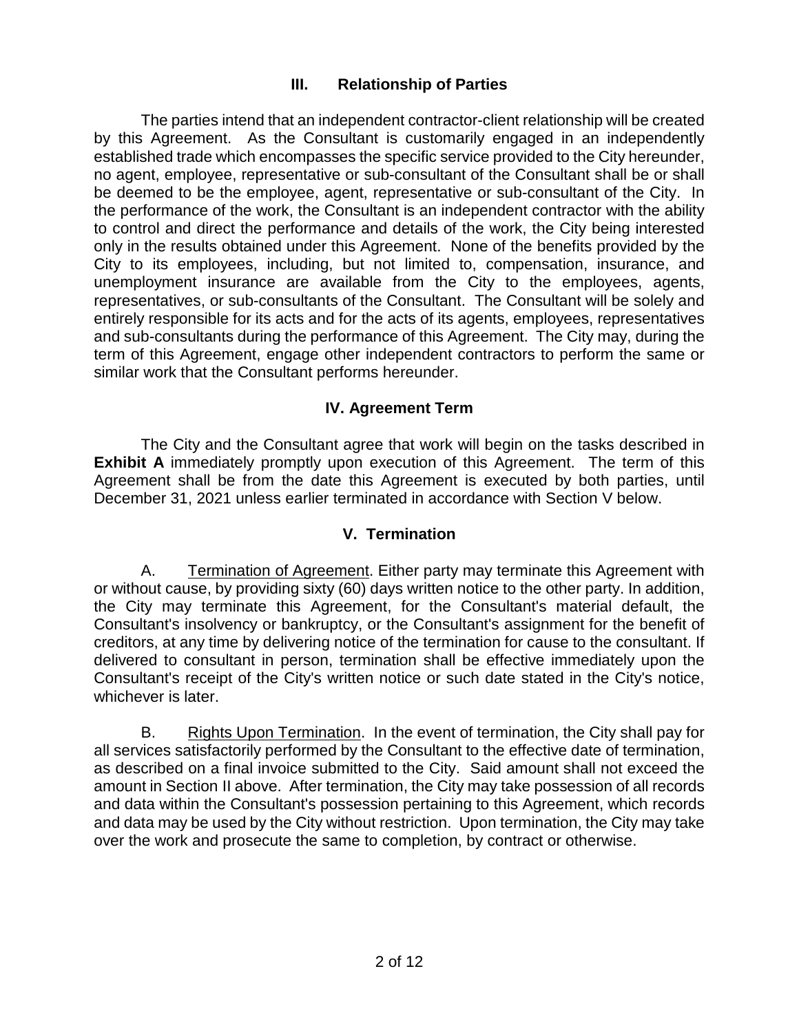## III. Relationship of Parties

The parties intend that an independent contractor-client relationship will be created by this Agreement. As the Consultant is customarily engaged in an independently established trade which encompasses the specific service provided to the City hereunder, no agent, employee, representative or sub-consultant of the Consultant shall be or shall be deemed to be the employee, agent, representative or sub-consultant of the City. In the performance of the work, the Consultant is an independent contractor with the ability to control and direct the performance and details of the work, the City being interested only in the results obtained under this Agreement. None of the benefits provided by the City to its employees, including, but not limited to, compensation, insurance, and unemployment insurance are available from the City to the employees, agents, representatives, or sub-consultants of the Consultant. The Consultant will be solely and entirely responsible for its acts and for the acts of its agents, employees, representatives and sub-consultants during the performance of this Agreement. The City may, during the term of this Agreement, engage other independent contractors to perform the same or similar work that the Consultant performs hereunder.

## IV. Agreement Term

The City and the Consultant agree that work will begin on the tasks described in **Exhibit A** immediately promptly upon execution of this Agreement. The term of this Agreement shall be from the date this Agreement is executed by both parties, until December 31, 2021 unless earlier terminated in accordance with Section V below.

## V. Termination

A. Termination of Agreement. Either party may terminate this Agreement with or without cause, by providing sixty (60) days written notice to the other party. In addition, the City may terminate this Agreement, for the Consultant's material default, the Consultant's insolvency or bankruptcy, or the Consultant's assignment for the benefit of creditors, at any time by delivering notice of the termination for cause to the consultant. If delivered to consultant in person, termination shall be effective immediately upon the Consultant's receipt of the City's written notice or such date stated in the City's notice, whichever is later.

B. Rights Upon Termination. In the event of termination, the City shall pay for all services satisfactorily performed by the Consultant to the effective date of termination, as described on a final invoice submitted to the City. Said amount shall not exceed the amount in Section II above. After termination, the City may take possession of all records and data within the Consultant's possession pertaining to this Agreement, which records and data may be used by the City without restriction. Upon termination, the City may take over the work and prosecute the same to completion, by contract or otherwise.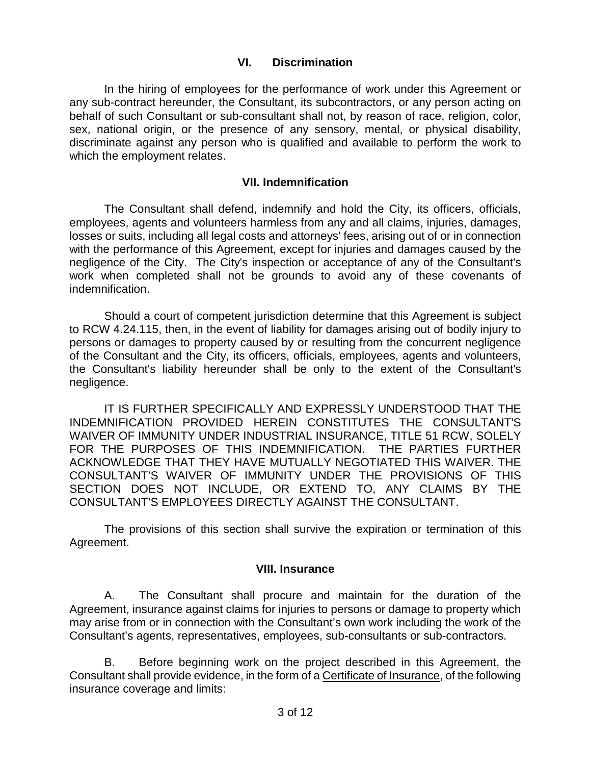## VI. Discrimination

In the hiring of employees for the performance of work under this Agreement or any sub-contract hereunder, the Consultant, its subcontractors, or any person acting on behalf of such Consultant or sub-consultant shall not, by reason of race, religion, color, sex, national origin, or the presence of any sensory, mental, or physical disability, discriminate against any person who is qualified and available to perform the work to which the employment relates.

## VII. Indemnification

The Consultant shall defend, indemnify and hold the City, its officers, officials, employees, agents and volunteers harmless from any and all claims, injuries, damages, losses or suits, including all legal costs and attorneys' fees, arising out of or in connection with the performance of this Agreement, except for injuries and damages caused by the negligence of the City. The City's inspection or acceptance of any of the Consultant's work when completed shall not be grounds to avoid any of these covenants of indemnification.

Should a court of competent jurisdiction determine that this Agreement is subject to RCW 4.24.115, then, in the event of liability for damages arising out of bodily injury to persons or damages to property caused by or resulting from the concurrent negligence of the Consultant and the City, its officers, officials, employees, agents and volunteers, the Consultant's liability hereunder shall be only to the extent of the Consultant's negligence.

IT IS FURTHER SPECIFICALLY AND EXPRESSLY UNDERSTOOD THAT THE INDEMNIFICATION PROVIDED HEREIN CONSTITUTES THE CONSULTANT'S WAIVER OF IMMUNITY UNDER INDUSTRIAL INSURANCE, TITLE 51 RCW, SOLELY FOR THE PURPOSES OF THIS INDEMNIFICATION. THE PARTIES FURTHER ACKNOWLEDGE THAT THEY HAVE MUTUALLY NEGOTIATED THIS WAIVER. THE CONSULTANT'S WAIVER OF IMMUNITY UNDER THE PROVISIONS OF THIS SECTION DOES NOT INCLUDE, OR EXTEND TO, ANY CLAIMS BY THE CONSULTANT'S EMPLOYEES DIRECTLY AGAINST THE CONSULTANT.

The provisions of this section shall survive the expiration or termination of this Agreement.

## VIII. Insurance

A. The Consultant shall procure and maintain for the duration of the Agreement, insurance against claims for injuries to persons or damage to property which may arise from or in connection with the Consultant's own work including the work of the Consultant's agents, representatives, employees, sub-consultants or sub-contractors.

B. Before beginning work on the project described in this Agreement, the Consultant shall provide evidence, in the form of a Certificate of Insurance, of the following insurance coverage and limits: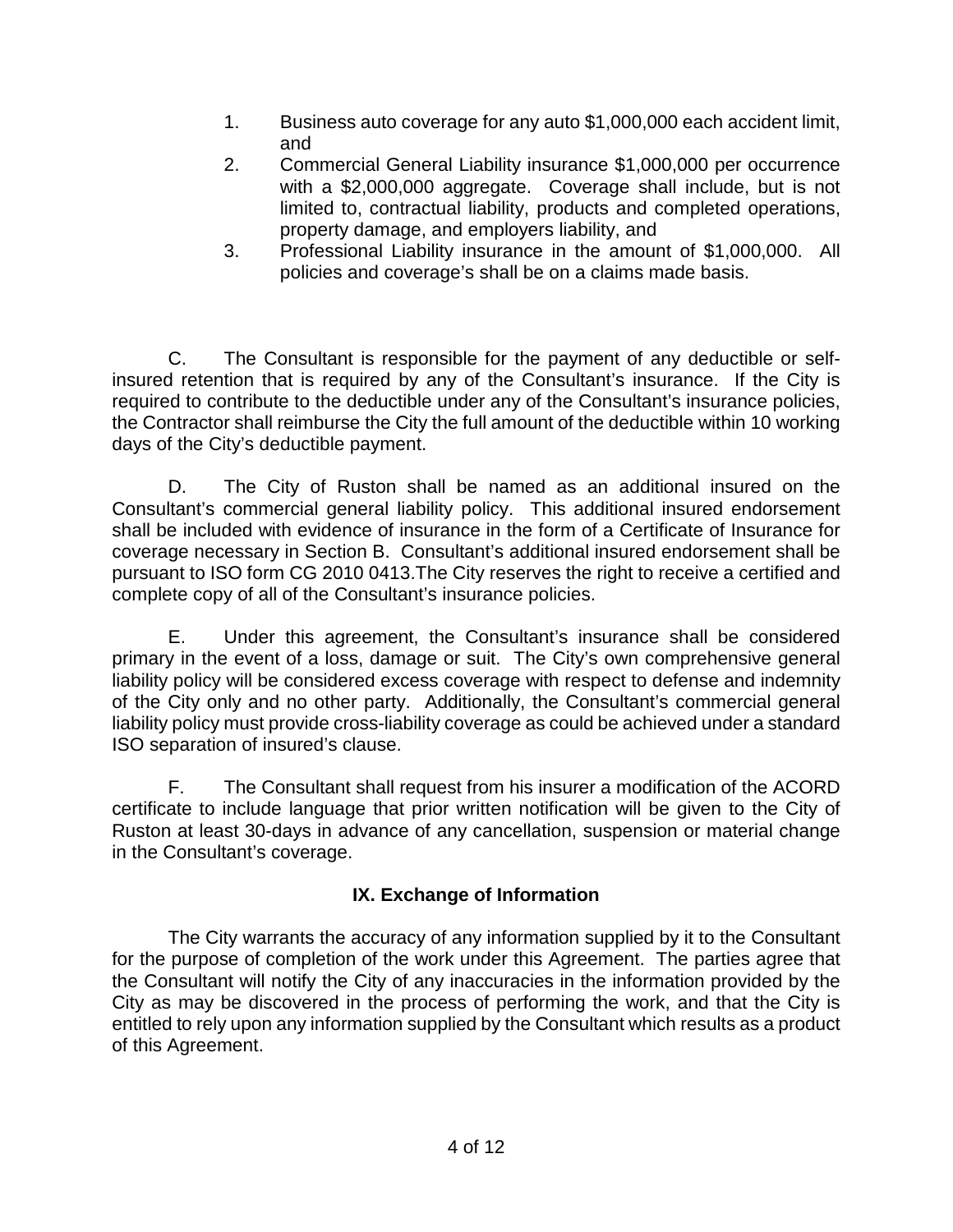1. Business auto coverage for any auto $1,000,000 each accident limit, and
2. Commercial General Liability insurance $1,000,000 per occurrence with a $2,000,000 aggregate. Coverage shall include, but is not limited to, contractual liability, products and completed operations, property damage, and employers liability, and
3. Professional Liability insurance in the amount of $1,000,000. All policies and coverage's shall be on a claims made basis.

C. The Consultant is responsible for the payment of any deductible or self-insured retention that is required by any of the Consultant's insurance. If the City is required to contribute to the deductible under any of the Consultant's insurance policies, the Contractor shall reimburse the City the full amount of the deductible within 10 working days of the City's deductible payment.

D. The City of Ruston shall be named as an additional insured on the Consultant's commercial general liability policy. This additional insured endorsement shall be included with evidence of insurance in the form of a Certificate of Insurance for coverage necessary in Section B. Consultant's additional insured endorsement shall be pursuant to ISO form CG 2010 0413.The City reserves the right to receive a certified and complete copy of all of the Consultant's insurance policies.

E. Under this agreement, the Consultant's insurance shall be considered primary in the event of a loss, damage or suit. The City's own comprehensive general liability policy will be considered excess coverage with respect to defense and indemnity of the City only and no other party. Additionally, the Consultant's commercial general liability policy must provide cross-liability coverage as could be achieved under a standard ISO separation of insured's clause.

F. The Consultant shall request from his insurer a modification of the ACORD certificate to include language that prior written notification will be given to the City of Ruston at least 30-days in advance of any cancellation, suspension or material change in the Consultant's coverage.

## IX. Exchange of Information

The City warrants the accuracy of any information supplied by it to the Consultant for the purpose of completion of the work under this Agreement. The parties agree that the Consultant will notify the City of any inaccuracies in the information provided by the City as may be discovered in the process of performing the work, and that the City is entitled to rely upon any information supplied by the Consultant which results as a product of this Agreement.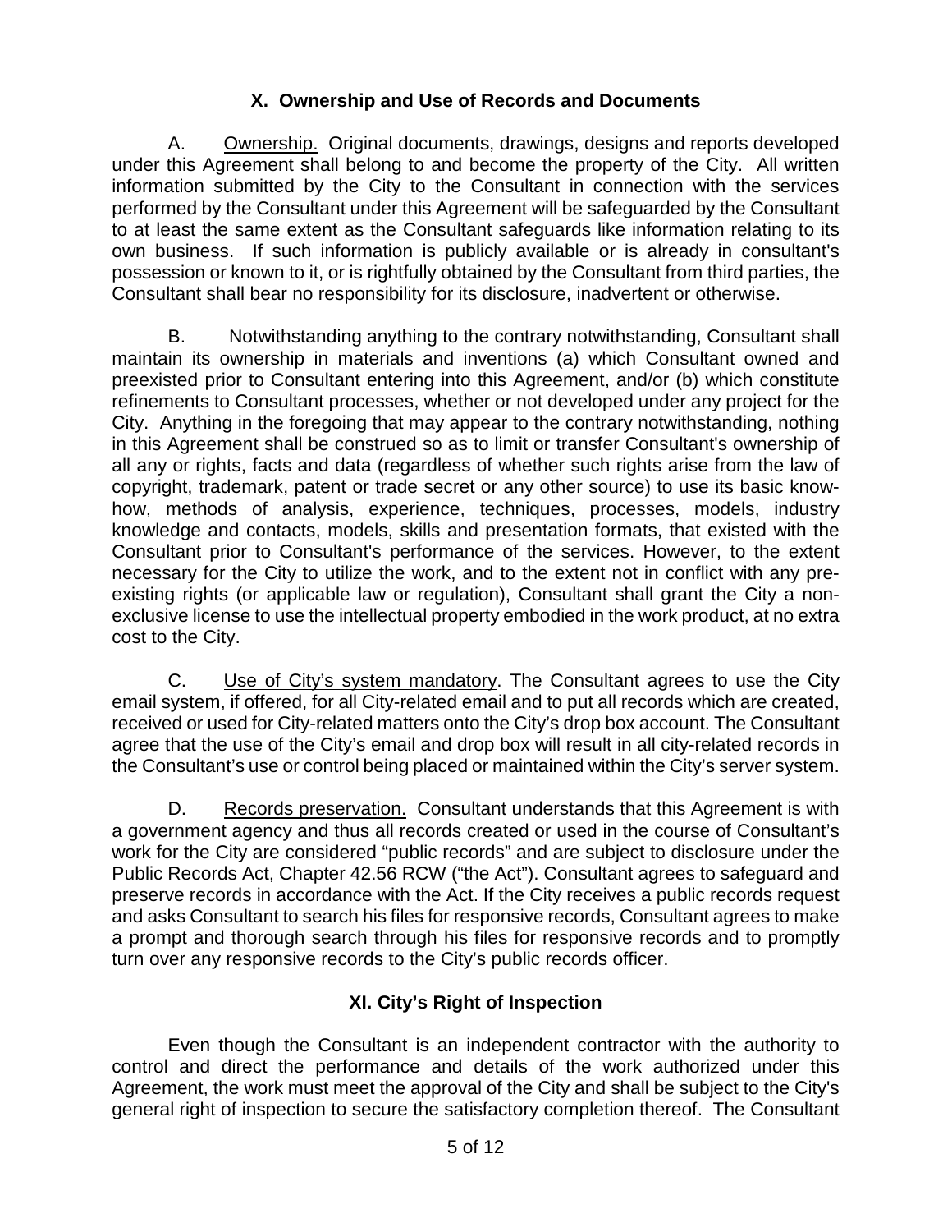## X. Ownership and Use of Records and Documents

A. Ownership. Original documents, drawings, designs and reports developed under this Agreement shall belong to and become the property of the City. All written information submitted by the City to the Consultant in connection with the services performed by the Consultant under this Agreement will be safeguarded by the Consultant to at least the same extent as the Consultant safeguards like information relating to its own business. If such information is publicly available or is already in consultant's possession or known to it, or is rightfully obtained by the Consultant from third parties, the Consultant shall bear no responsibility for its disclosure, inadvertent or otherwise.

B. Notwithstanding anything to the contrary notwithstanding, Consultant shall maintain its ownership in materials and inventions (a) which Consultant owned and preexisted prior to Consultant entering into this Agreement, and/or (b) which constitute refinements to Consultant processes, whether or not developed under any project for the City. Anything in the foregoing that may appear to the contrary notwithstanding, nothing in this Agreement shall be construed so as to limit or transfer Consultant's ownership of all any or rights, facts and data (regardless of whether such rights arise from the law of copyright, trademark, patent or trade secret or any other source) to use its basic know-how, methods of analysis, experience, techniques, processes, models, industry knowledge and contacts, models, skills and presentation formats, that existed with the Consultant prior to Consultant's performance of the services. However, to the extent necessary for the City to utilize the work, and to the extent not in conflict with any pre-existing rights (or applicable law or regulation), Consultant shall grant the City a non-exclusive license to use the intellectual property embodied in the work product, at no extra cost to the City.

C. Use of City's system mandatory. The Consultant agrees to use the City email system, if offered, for all City-related email and to put all records which are created, received or used for City-related matters onto the City's drop box account. The Consultant agree that the use of the City's email and drop box will result in all city-related records in the Consultant's use or control being placed or maintained within the City's server system.

D. Records preservation. Consultant understands that this Agreement is with a government agency and thus all records created or used in the course of Consultant's work for the City are considered "public records" and are subject to disclosure under the Public Records Act, Chapter 42.56 RCW ("the Act"). Consultant agrees to safeguard and preserve records in accordance with the Act. If the City receives a public records request and asks Consultant to search his files for responsive records, Consultant agrees to make a prompt and thorough search through his files for responsive records and to promptly turn over any responsive records to the City's public records officer.

## XI. City's Right of Inspection

Even though the Consultant is an independent contractor with the authority to control and direct the performance and details of the work authorized under this Agreement, the work must meet the approval of the City and shall be subject to the City's general right of inspection to secure the satisfactory completion thereof. The Consultant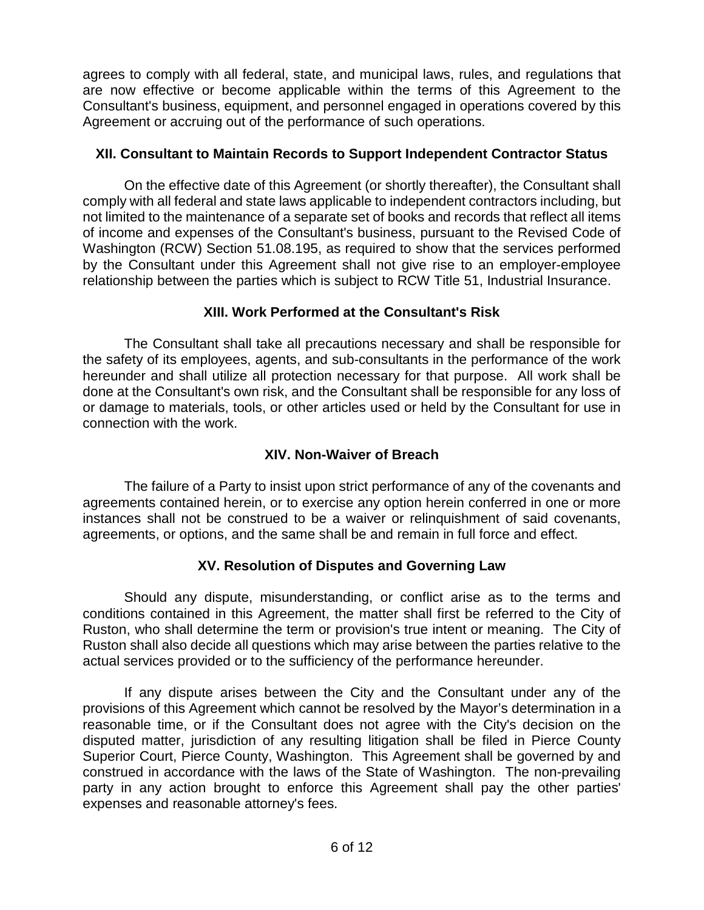agrees to comply with all federal, state, and municipal laws, rules, and regulations that are now effective or become applicable within the terms of this Agreement to the Consultant's business, equipment, and personnel engaged in operations covered by this Agreement or accruing out of the performance of such operations.

## XII. Consultant to Maintain Records to Support Independent Contractor Status

On the effective date of this Agreement (or shortly thereafter), the Consultant shall comply with all federal and state laws applicable to independent contractors including, but not limited to the maintenance of a separate set of books and records that reflect all items of income and expenses of the Consultant's business, pursuant to the Revised Code of Washington (RCW) Section 51.08.195, as required to show that the services performed by the Consultant under this Agreement shall not give rise to an employer-employee relationship between the parties which is subject to RCW Title 51, Industrial Insurance.

## XIII. Work Performed at the Consultant's Risk

The Consultant shall take all precautions necessary and shall be responsible for the safety of its employees, agents, and sub-consultants in the performance of the work hereunder and shall utilize all protection necessary for that purpose. All work shall be done at the Consultant's own risk, and the Consultant shall be responsible for any loss of or damage to materials, tools, or other articles used or held by the Consultant for use in connection with the work.

## XIV. Non-Waiver of Breach

The failure of a Party to insist upon strict performance of any of the covenants and agreements contained herein, or to exercise any option herein conferred in one or more instances shall not be construed to be a waiver or relinquishment of said covenants, agreements, or options, and the same shall be and remain in full force and effect.

## XV. Resolution of Disputes and Governing Law

Should any dispute, misunderstanding, or conflict arise as to the terms and conditions contained in this Agreement, the matter shall first be referred to the City of Ruston, who shall determine the term or provision's true intent or meaning. The City of Ruston shall also decide all questions which may arise between the parties relative to the actual services provided or to the sufficiency of the performance hereunder.

If any dispute arises between the City and the Consultant under any of the provisions of this Agreement which cannot be resolved by the Mayor's determination in a reasonable time, or if the Consultant does not agree with the City's decision on the disputed matter, jurisdiction of any resulting litigation shall be filed in Pierce County Superior Court, Pierce County, Washington. This Agreement shall be governed by and construed in accordance with the laws of the State of Washington. The non-prevailing party in any action brought to enforce this Agreement shall pay the other parties' expenses and reasonable attorney's fees.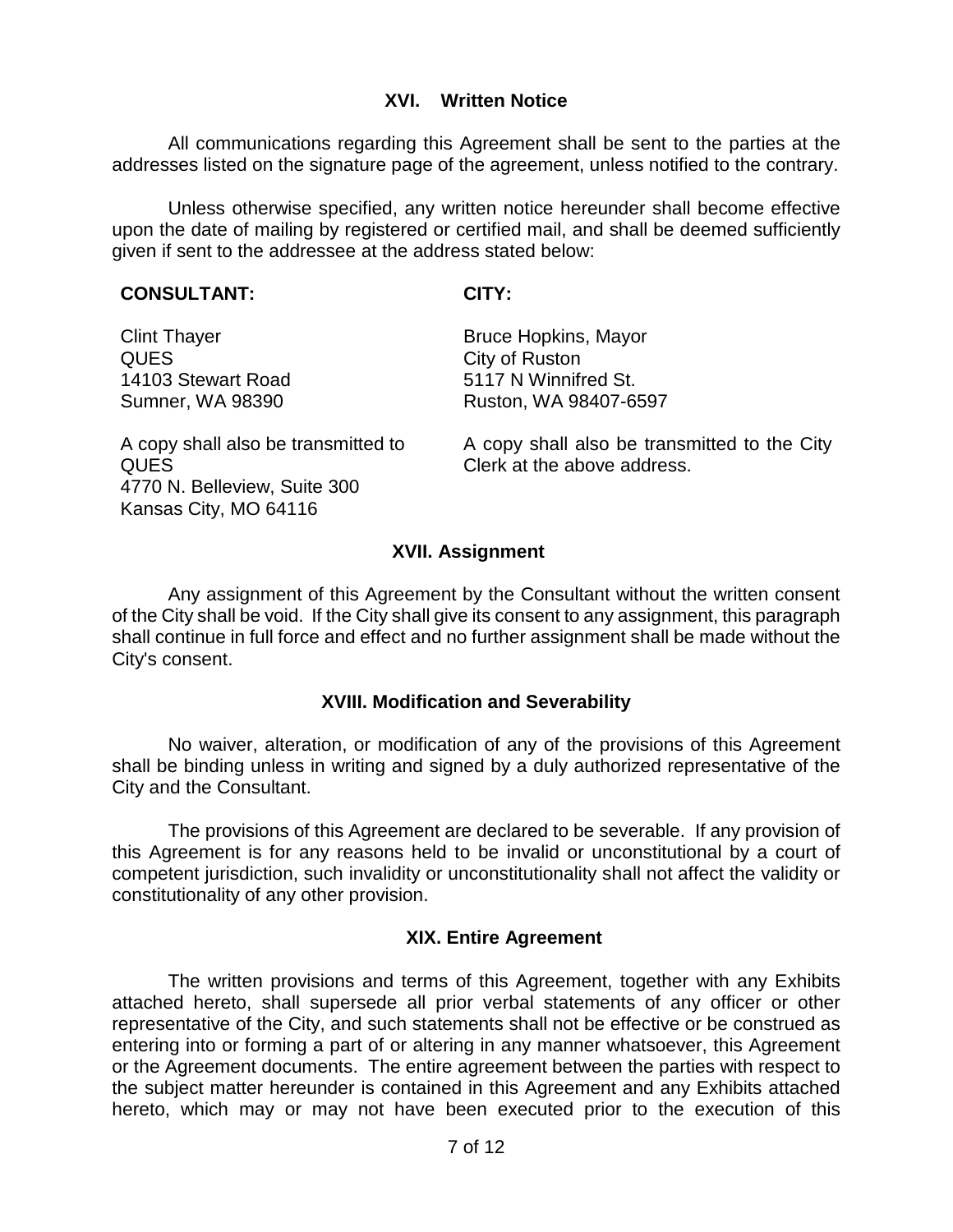### XVI. Written Notice

All communications regarding this Agreement shall be sent to the parties at the addresses listed on the signature page of the agreement, unless notified to the contrary.

Unless otherwise specified, any written notice hereunder shall become effective upon the date of mailing by registered or certified mail, and shall be deemed sufficiently given if sent to the addressee at the address stated below:

**CONSULTANT:**

Clint Thayer
QUES
14103 Stewart Road
Sumner, WA 98390

A copy shall also be transmitted to
QUES
4770 N. Belleview, Suite 300
Kansas City, MO 64116

**CITY:**

Bruce Hopkins, Mayor
City of Ruston
5117 N Winnifred St.
Ruston, WA 98407-6597

A copy shall also be transmitted to the City Clerk at the above address.

### XVII. Assignment

Any assignment of this Agreement by the Consultant without the written consent of the City shall be void. If the City shall give its consent to any assignment, this paragraph shall continue in full force and effect and no further assignment shall be made without the City's consent.

### XVIII. Modification and Severability

No waiver, alteration, or modification of any of the provisions of this Agreement shall be binding unless in writing and signed by a duly authorized representative of the City and the Consultant.

The provisions of this Agreement are declared to be severable. If any provision of this Agreement is for any reasons held to be invalid or unconstitutional by a court of competent jurisdiction, such invalidity or unconstitutionality shall not affect the validity or constitutionality of any other provision.

### XIX. Entire Agreement

The written provisions and terms of this Agreement, together with any Exhibits attached hereto, shall supersede all prior verbal statements of any officer or other representative of the City, and such statements shall not be effective or be construed as entering into or forming a part of or altering in any manner whatsoever, this Agreement or the Agreement documents. The entire agreement between the parties with respect to the subject matter hereunder is contained in this Agreement and any Exhibits attached hereto, which may or may not have been executed prior to the execution of this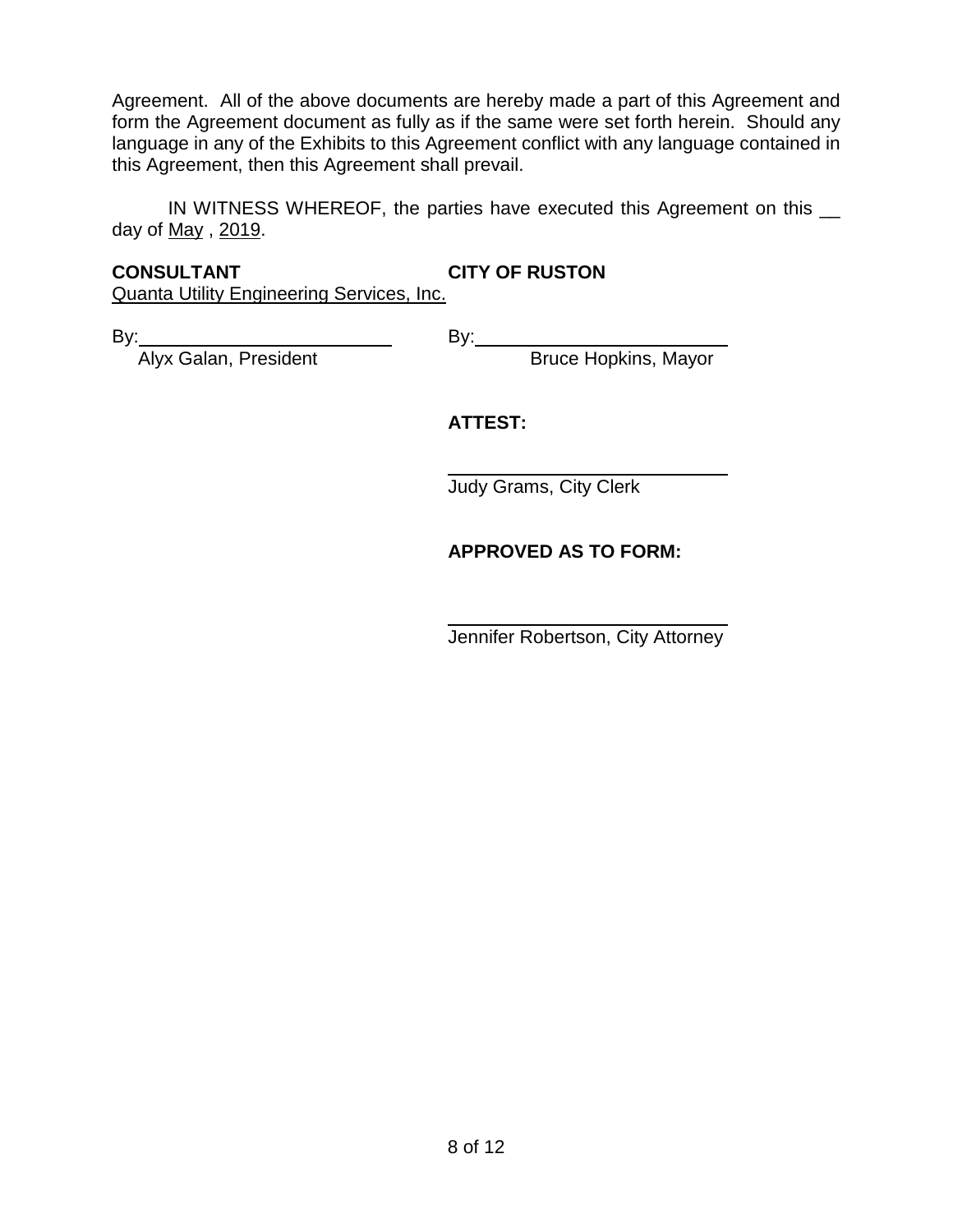Agreement. All of the above documents are hereby made a part of this Agreement and form the Agreement document as fully as if the same were set forth herein. Should any language in any of the Exhibits to this Agreement conflict with any language contained in this Agreement, then this Agreement shall prevail.

IN WITNESS WHEREOF, the parties have executed this Agreement on this __ day of May , 2019.

**CONSULTANT**
Quanta Utility Engineering Services, Inc.

By:\_\_\_\_\_\_\_\_\_\_\_\_\_\_\_\_\_\_\_\_\_\_\_\_
Alyx Galan, President

**CITY OF RUSTON**

By:\_\_\_\_\_\_\_\_\_\_\_\_\_\_\_\_\_\_\_\_\_\_\_\_
Bruce Hopkins, Mayor

**ATTEST:**

\_\_\_\_\_\_\_\_\_\_\_\_\_\_\_\_\_\_\_\_\_\_\_\_
Judy Grams, City Clerk

**APPROVED AS TO FORM:**

\_\_\_\_\_\_\_\_\_\_\_\_\_\_\_\_\_\_\_\_\_\_\_\_
Jennifer Robertson, City Attorney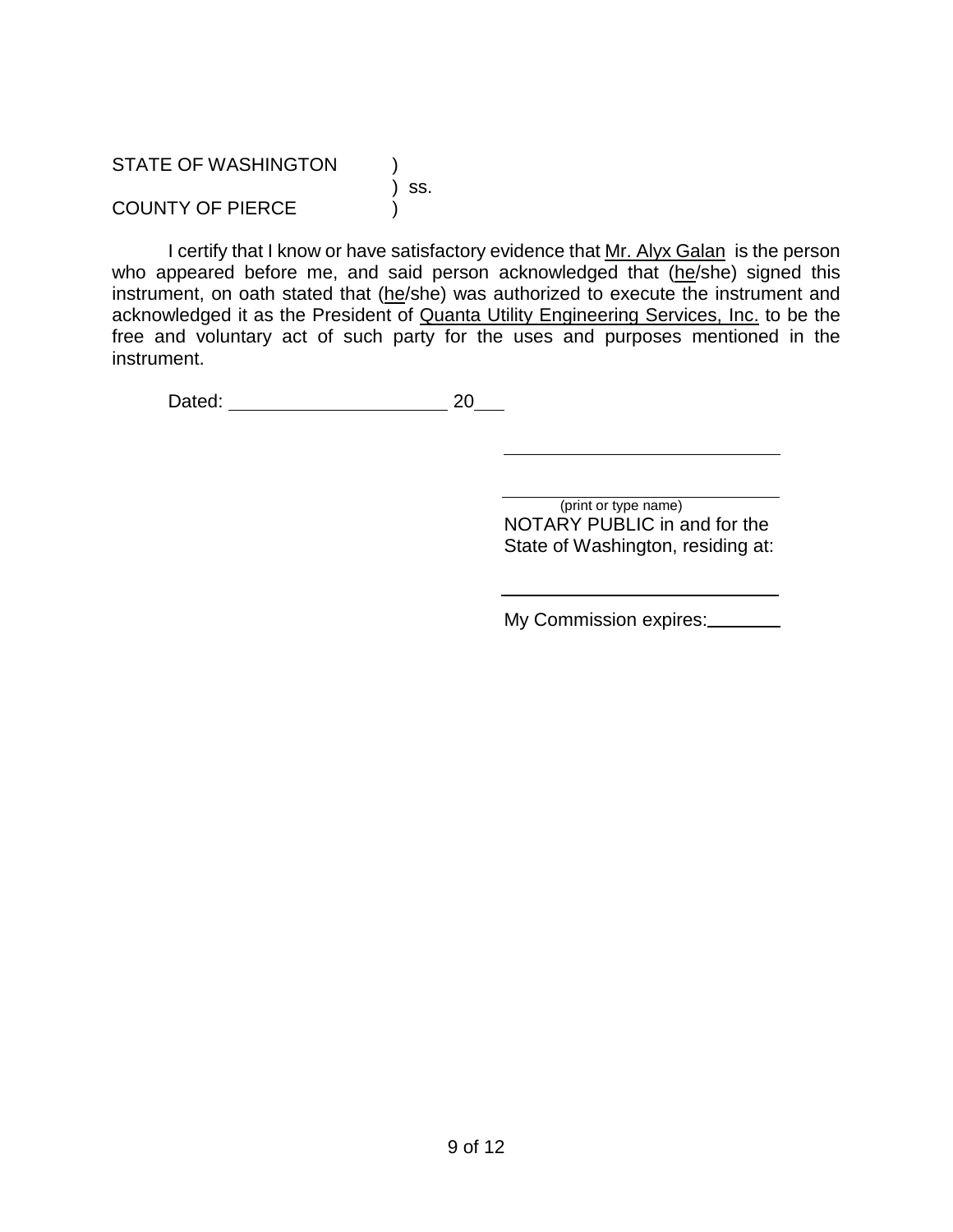STATE OF WASHINGTON )
) ss.
COUNTY OF PIERCE )

I certify that I know or have satisfactory evidence that Mr. Alyx Galan is the person who appeared before me, and said person acknowledged that (he/she) signed this instrument, on oath stated that (he/she) was authorized to execute the instrument and acknowledged it as the President of Quanta Utility Engineering Services, Inc. to be the free and voluntary act of such party for the uses and purposes mentioned in the instrument.

Dated: ____________________ 20___

____________________________

____________________________
(print or type name)
NOTARY PUBLIC in and for the State of Washington, residing at:

____________________________

My Commission expires:________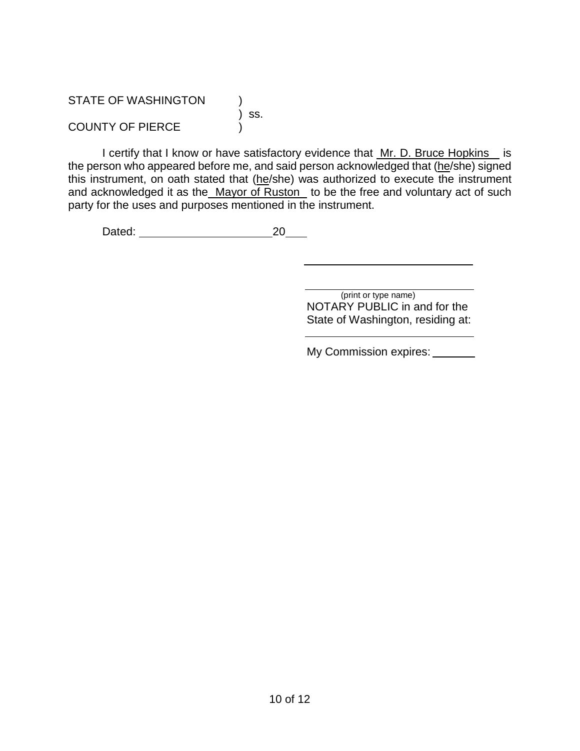STATE OF WASHINGTON )  
) ss.  
COUNTY OF PIERCE )

I certify that I know or have satisfactory evidence that Mr. D. Bruce Hopkins is the person who appeared before me, and said person acknowledged that (he/she) signed this instrument, on oath stated that (he/she) was authorized to execute the instrument and acknowledged it as the Mayor of Ruston to be the free and voluntary act of such party for the uses and purposes mentioned in the instrument.

Dated: ____________________20____

______________________________

______________________________  
(print or type name)  
NOTARY PUBLIC in and for the State of Washington, residing at:  
______________________________

My Commission expires: ________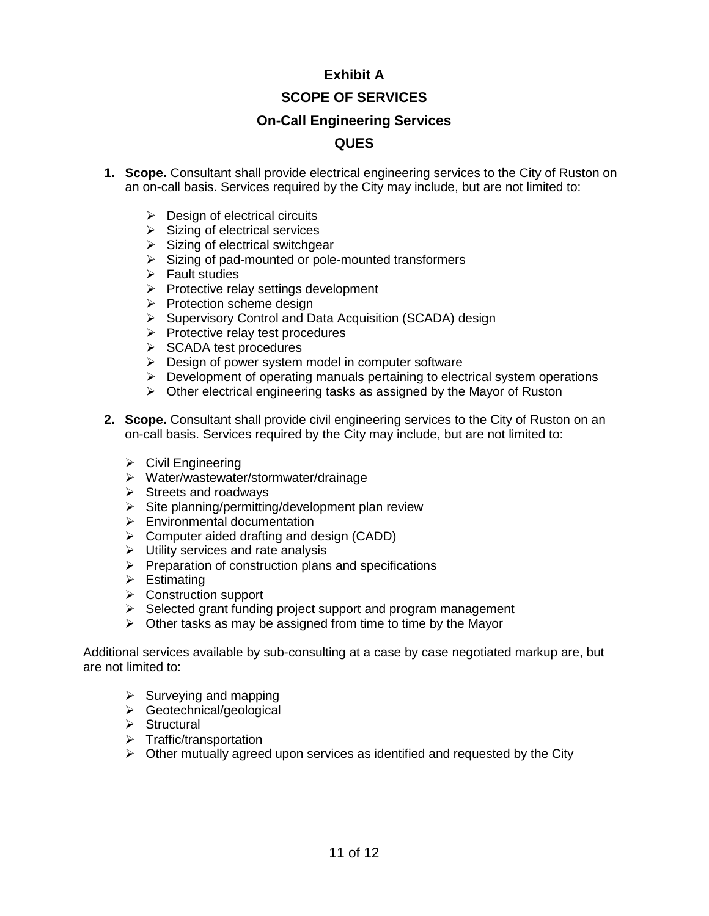# Exhibit A

## SCOPE OF SERVICES

## On-Call Engineering Services

## QUES

1. **Scope.** Consultant shall provide electrical engineering services to the City of Ruston on an on-call basis. Services required by the City may include, but are not limited to:

   - Design of electrical circuits
   - Sizing of electrical services
   - Sizing of electrical switchgear
   - Sizing of pad-mounted or pole-mounted transformers
   - Fault studies
   - Protective relay settings development
   - Protection scheme design
   - Supervisory Control and Data Acquisition (SCADA) design
   - Protective relay test procedures
   - SCADA test procedures
   - Design of power system model in computer software
   - Development of operating manuals pertaining to electrical system operations
   - Other electrical engineering tasks as assigned by the Mayor of Ruston

2. **Scope.** Consultant shall provide civil engineering services to the City of Ruston on an on-call basis. Services required by the City may include, but are not limited to:

   - Civil Engineering
   - Water/wastewater/stormwater/drainage
   - Streets and roadways
   - Site planning/permitting/development plan review
   - Environmental documentation
   - Computer aided drafting and design (CADD)
   - Utility services and rate analysis
   - Preparation of construction plans and specifications
   - Estimating
   - Construction support
   - Selected grant funding project support and program management
   - Other tasks as may be assigned from time to time by the Mayor

Additional services available by sub-consulting at a case by case negotiated markup are, but are not limited to:

- Surveying and mapping
- Geotechnical/geological
- Structural
- Traffic/transportation
- Other mutually agreed upon services as identified and requested by the City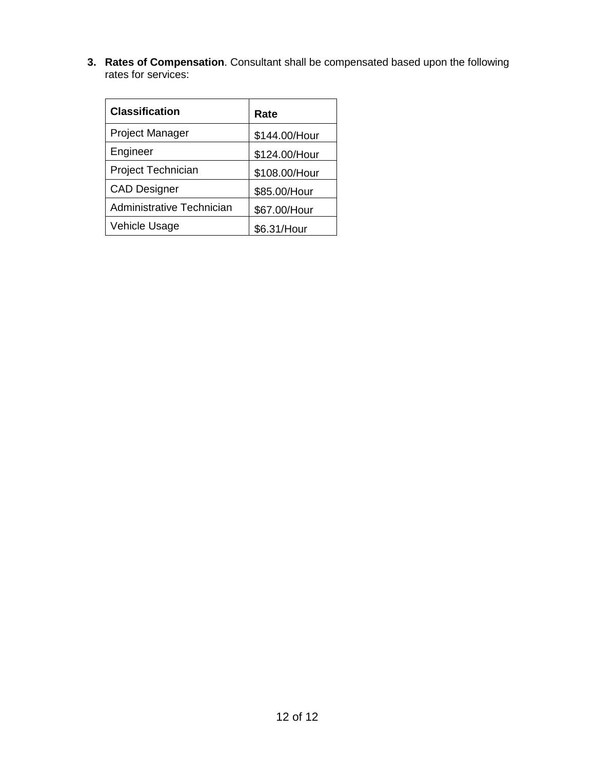3. **Rates of Compensation**. Consultant shall be compensated based upon the following rates for services:

| Classification | Rate |
|---|---|
| Project Manager | $144.00/Hour |
| Engineer | $124.00/Hour |
| Project Technician | $108.00/Hour |
| CAD Designer | $85.00/Hour |
| Administrative Technician | $67.00/Hour |
| Vehicle Usage | $6.31/Hour |